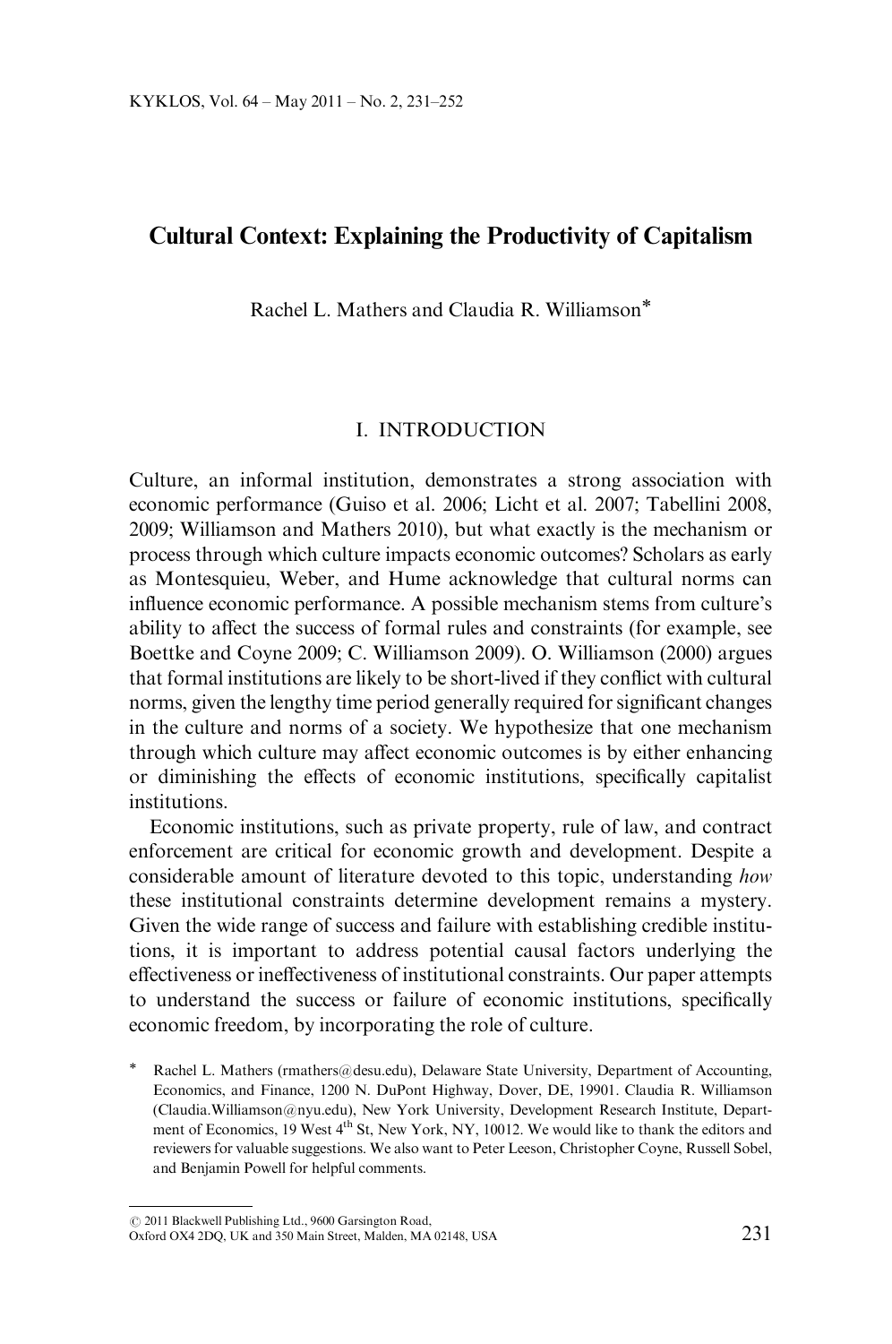# Cultural Context: Explaining the Productivity of Capitalism

Rachel L. Mathers and Claudia R. Williamson*

## I. INTRODUCTION

Culture, an informal institution, demonstrates a strong association with economic performance (Guiso et al. 2006; Licht et al. 2007; Tabellini 2008, 2009; Williamson and Mathers 2010), but what exactly is the mechanism or process through which culture impacts economic outcomes? Scholars as early as Montesquieu, Weber, and Hume acknowledge that cultural norms can influence economic performance. A possible mechanism stems from culture's ability to affect the success of formal rules and constraints (for example, see Boettke and Coyne 2009; C. Williamson 2009). O. Williamson (2000) argues that formal institutions are likely to be short-lived if they conflict with cultural norms, given the lengthy time period generally required for significant changes in the culture and norms of a society. We hypothesize that one mechanism through which culture may affect economic outcomes is by either enhancing or diminishing the effects of economic institutions, specifically capitalist institutions.

Economic institutions, such as private property, rule of law, and contract enforcement are critical for economic growth and development. Despite a considerable amount of literature devoted to this topic, understanding *how* these institutional constraints determine development remains a mystery. Given the wide range of success and failure with establishing credible institutions, it is important to address potential causal factors underlying the effectiveness or ineffectiveness of institutional constraints. Our paper attempts to understand the success or failure of economic institutions, specifically economic freedom, by incorporating the role of culture.

\* Rachel L. Mathers (rmathers@desu.edu), Delaware State University, Department of Accounting, Economics, and Finance, 1200 N. DuPont Highway, Dover, DE, 19901. Claudia R. Williamson (Claudia.Williamson@nyu.edu), New York University, Development Research Institute, Department of Economics, 19 West 4th St, New York, NY, 10012. We would like to thank the editors and reviewers for valuable suggestions. We also want to Peter Leeson, Christopher Coyne, Russell Sobel, and Benjamin Powell for helpful comments.

© 2011 Blackwell Publishing Ltd., 9600 Garsington Road, Oxford OX4 2DQ, UK and 350 Main Street, Malden, MA 02148, USA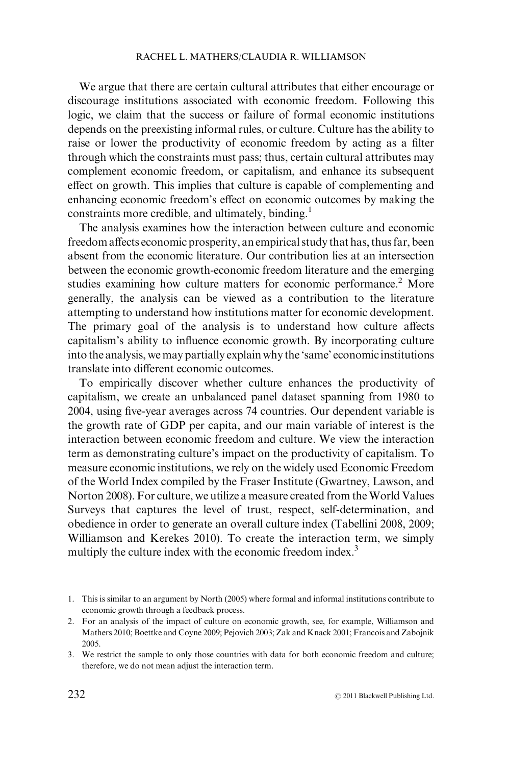We argue that there are certain cultural attributes that either encourage or discourage institutions associated with economic freedom. Following this logic, we claim that the success or failure of formal economic institutions depends on the preexisting informal rules, or culture. Culture has the ability to raise or lower the productivity of economic freedom by acting as a filter through which the constraints must pass; thus, certain cultural attributes may complement economic freedom, or capitalism, and enhance its subsequent effect on growth. This implies that culture is capable of complementing and enhancing economic freedom's effect on economic outcomes by making the constraints more credible, and ultimately, binding.[1]

The analysis examines how the interaction between culture and economic freedom affects economic prosperity, an empirical study that has, thus far, been absent from the economic literature. Our contribution lies at an intersection between the economic growth-economic freedom literature and the emerging studies examining how culture matters for economic performance.[2] More generally, the analysis can be viewed as a contribution to the literature attempting to understand how institutions matter for economic development. The primary goal of the analysis is to understand how culture affects capitalism's ability to influence economic growth. By incorporating culture into the analysis, we may partially explain why the 'same' economic institutions translate into different economic outcomes.

To empirically discover whether culture enhances the productivity of capitalism, we create an unbalanced panel dataset spanning from 1980 to 2004, using five-year averages across 74 countries. Our dependent variable is the growth rate of GDP per capita, and our main variable of interest is the interaction between economic freedom and culture. We view the interaction term as demonstrating culture's impact on the productivity of capitalism. To measure economic institutions, we rely on the widely used Economic Freedom of the World Index compiled by the Fraser Institute (Gwartney, Lawson, and Norton 2008). For culture, we utilize a measure created from the World Values Surveys that captures the level of trust, respect, self-determination, and obedience in order to generate an overall culture index (Tabellini 2008, 2009; Williamson and Kerekes 2010). To create the interaction term, we simply multiply the culture index with the economic freedom index.[3]

1. This is similar to an argument by North (2005) where formal and informal institutions contribute to economic growth through a feedback process.
2. For an analysis of the impact of culture on economic growth, see, for example, Williamson and Mathers 2010; Boettke and Coyne 2009; Pejovich 2003; Zak and Knack 2001; Francois and Zabojnik 2005.
3. We restrict the sample to only those countries with data for both economic freedom and culture; therefore, we do not mean adjust the interaction term.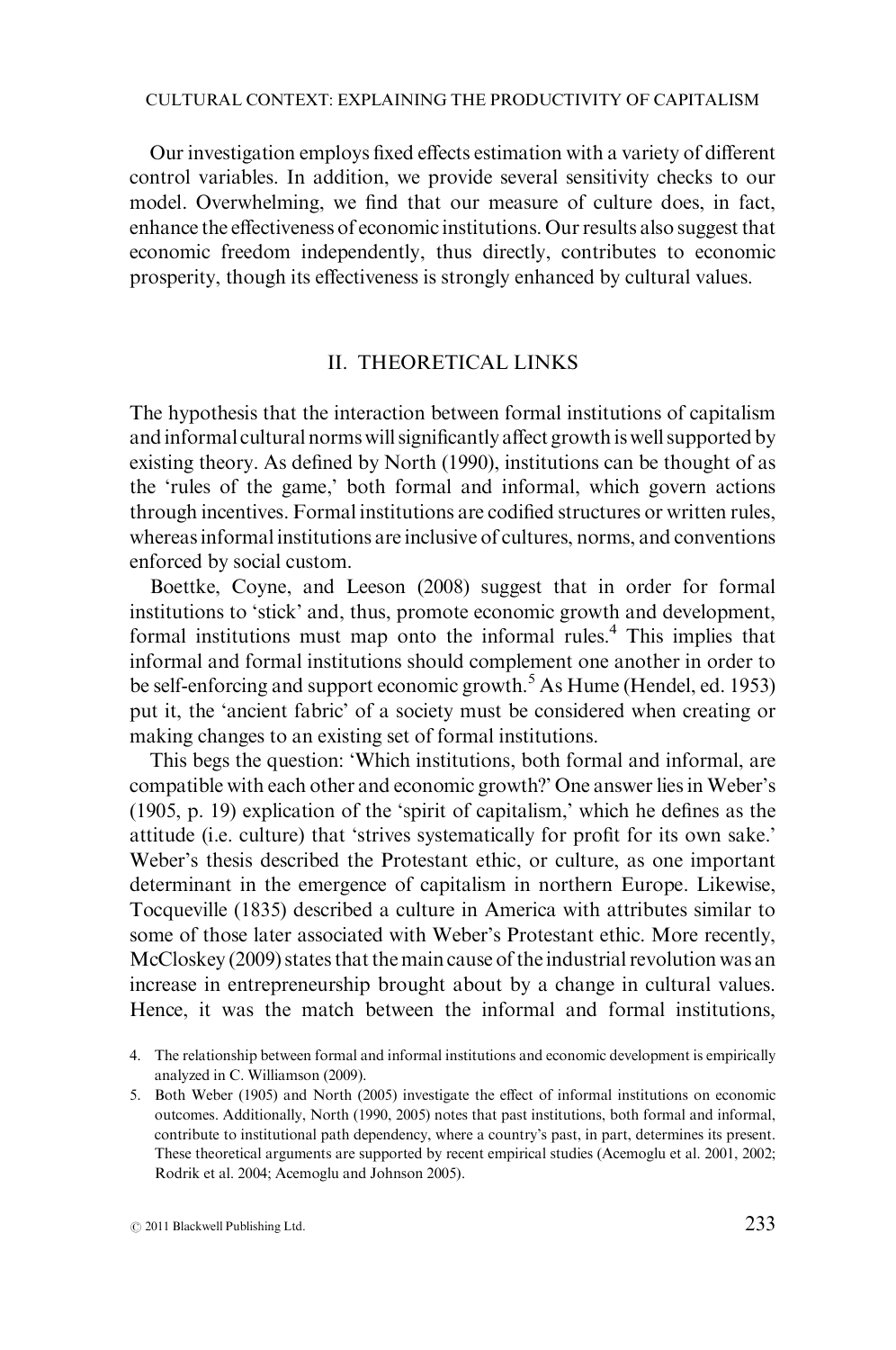Our investigation employs fixed effects estimation with a variety of different control variables. In addition, we provide several sensitivity checks to our model. Overwhelming, we find that our measure of culture does, in fact, enhance the effectiveness of economic institutions. Our results also suggest that economic freedom independently, thus directly, contributes to economic prosperity, though its effectiveness is strongly enhanced by cultural values.

## II. THEORETICAL LINKS

The hypothesis that the interaction between formal institutions of capitalism and informal cultural norms will significantly affect growth is well supported by existing theory. As defined by North (1990), institutions can be thought of as the 'rules of the game,' both formal and informal, which govern actions through incentives. Formal institutions are codified structures or written rules, whereas informal institutions are inclusive of cultures, norms, and conventions enforced by social custom.

Boettke, Coyne, and Leeson (2008) suggest that in order for formal institutions to 'stick' and, thus, promote economic growth and development, formal institutions must map onto the informal rules.[4] This implies that informal and formal institutions should complement one another in order to be self-enforcing and support economic growth.[5] As Hume (Hendel, ed. 1953) put it, the 'ancient fabric' of a society must be considered when creating or making changes to an existing set of formal institutions.

This begs the question: 'Which institutions, both formal and informal, are compatible with each other and economic growth?' One answer lies in Weber's (1905, p. 19) explication of the 'spirit of capitalism,' which he defines as the attitude (i.e. culture) that 'strives systematically for profit for its own sake.' Weber's thesis described the Protestant ethic, or culture, as one important determinant in the emergence of capitalism in northern Europe. Likewise, Tocqueville (1835) described a culture in America with attributes similar to some of those later associated with Weber's Protestant ethic. More recently, McCloskey (2009) states that the main cause of the industrial revolution was an increase in entrepreneurship brought about by a change in cultural values. Hence, it was the match between the informal and formal institutions,

4. The relationship between formal and informal institutions and economic development is empirically analyzed in C. Williamson (2009).

5. Both Weber (1905) and North (2005) investigate the effect of informal institutions on economic outcomes. Additionally, North (1990, 2005) notes that past institutions, both formal and informal, contribute to institutional path dependency, where a country's past, in part, determines its present. These theoretical arguments are supported by recent empirical studies (Acemoglu et al. 2001, 2002; Rodrik et al. 2004; Acemoglu and Johnson 2005).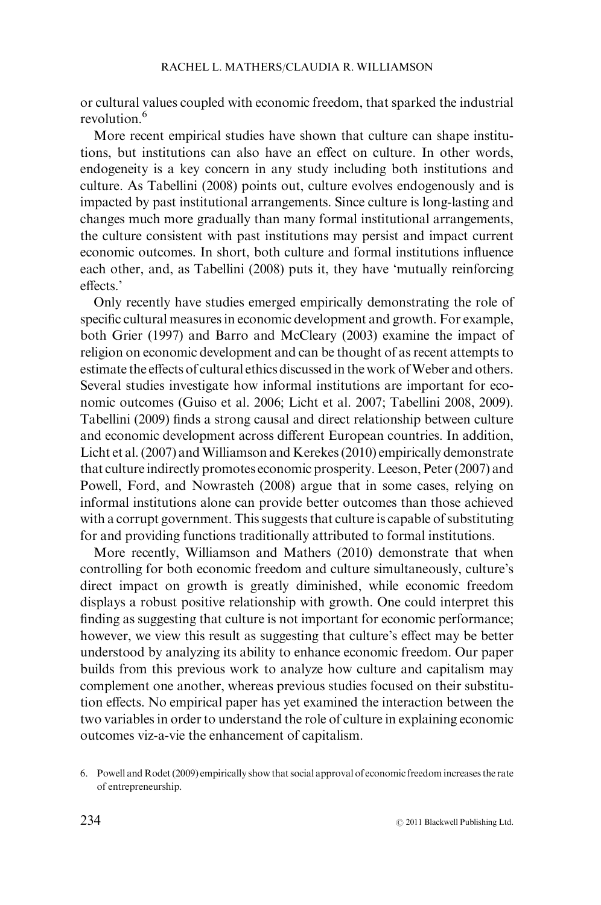or cultural values coupled with economic freedom, that sparked the industrial revolution.[6]

More recent empirical studies have shown that culture can shape institutions, but institutions can also have an effect on culture. In other words, endogeneity is a key concern in any study including both institutions and culture. As Tabellini (2008) points out, culture evolves endogenously and is impacted by past institutional arrangements. Since culture is long-lasting and changes much more gradually than many formal institutional arrangements, the culture consistent with past institutions may persist and impact current economic outcomes. In short, both culture and formal institutions influence each other, and, as Tabellini (2008) puts it, they have 'mutually reinforcing effects.'

Only recently have studies emerged empirically demonstrating the role of specific cultural measures in economic development and growth. For example, both Grier (1997) and Barro and McCleary (2003) examine the impact of religion on economic development and can be thought of as recent attempts to estimate the effects of cultural ethics discussed in the work of Weber and others. Several studies investigate how informal institutions are important for economic outcomes (Guiso et al. 2006; Licht et al. 2007; Tabellini 2008, 2009). Tabellini (2009) finds a strong causal and direct relationship between culture and economic development across different European countries. In addition, Licht et al. (2007) and Williamson and Kerekes (2010) empirically demonstrate that culture indirectly promotes economic prosperity. Leeson, Peter (2007) and Powell, Ford, and Nowrasteh (2008) argue that in some cases, relying on informal institutions alone can provide better outcomes than those achieved with a corrupt government. This suggests that culture is capable of substituting for and providing functions traditionally attributed to formal institutions.

More recently, Williamson and Mathers (2010) demonstrate that when controlling for both economic freedom and culture simultaneously, culture's direct impact on growth is greatly diminished, while economic freedom displays a robust positive relationship with growth. One could interpret this finding as suggesting that culture is not important for economic performance; however, we view this result as suggesting that culture's effect may be better understood by analyzing its ability to enhance economic freedom. Our paper builds from this previous work to analyze how culture and capitalism may complement one another, whereas previous studies focused on their substitution effects. No empirical paper has yet examined the interaction between the two variables in order to understand the role of culture in explaining economic outcomes viz-a-vie the enhancement of capitalism.

6. Powell and Rodet (2009) empirically show that social approval of economic freedom increases the rate of entrepreneurship.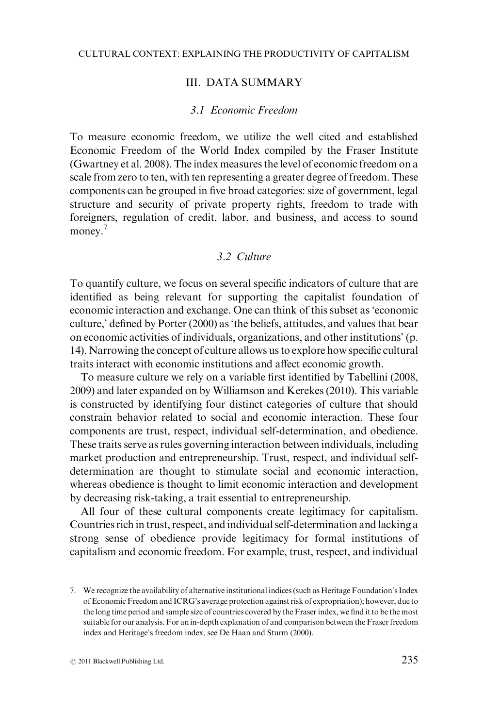## III. DATA SUMMARY

### *3.1 Economic Freedom*

To measure economic freedom, we utilize the well cited and established Economic Freedom of the World Index compiled by the Fraser Institute (Gwartney et al. 2008). The index measures the level of economic freedom on a scale from zero to ten, with ten representing a greater degree of freedom. These components can be grouped in five broad categories: size of government, legal structure and security of private property rights, freedom to trade with foreigners, regulation of credit, labor, and business, and access to sound money.[7]

### *3.2 Culture*

To quantify culture, we focus on several specific indicators of culture that are identified as being relevant for supporting the capitalist foundation of economic interaction and exchange. One can think of this subset as 'economic culture,' defined by Porter (2000) as 'the beliefs, attitudes, and values that bear on economic activities of individuals, organizations, and other institutions' (p. 14). Narrowing the concept of culture allows us to explore how specific cultural traits interact with economic institutions and affect economic growth.

To measure culture we rely on a variable first identified by Tabellini (2008, 2009) and later expanded on by Williamson and Kerekes (2010). This variable is constructed by identifying four distinct categories of culture that should constrain behavior related to social and economic interaction. These four components are trust, respect, individual self-determination, and obedience. These traits serve as rules governing interaction between individuals, including market production and entrepreneurship. Trust, respect, and individual self-determination are thought to stimulate social and economic interaction, whereas obedience is thought to limit economic interaction and development by decreasing risk-taking, a trait essential to entrepreneurship.

All four of these cultural components create legitimacy for capitalism. Countries rich in trust, respect, and individual self-determination and lacking a strong sense of obedience provide legitimacy for formal institutions of capitalism and economic freedom. For example, trust, respect, and individual

7. We recognize the availability of alternative institutional indices (such as Heritage Foundation's Index of Economic Freedom and ICRG's average protection against risk of expropriation); however, due to the long time period and sample size of countries covered by the Fraser index, we find it to be the most suitable for our analysis. For an in-depth explanation of and comparison between the Fraser freedom index and Heritage's freedom index, see De Haan and Sturm (2000).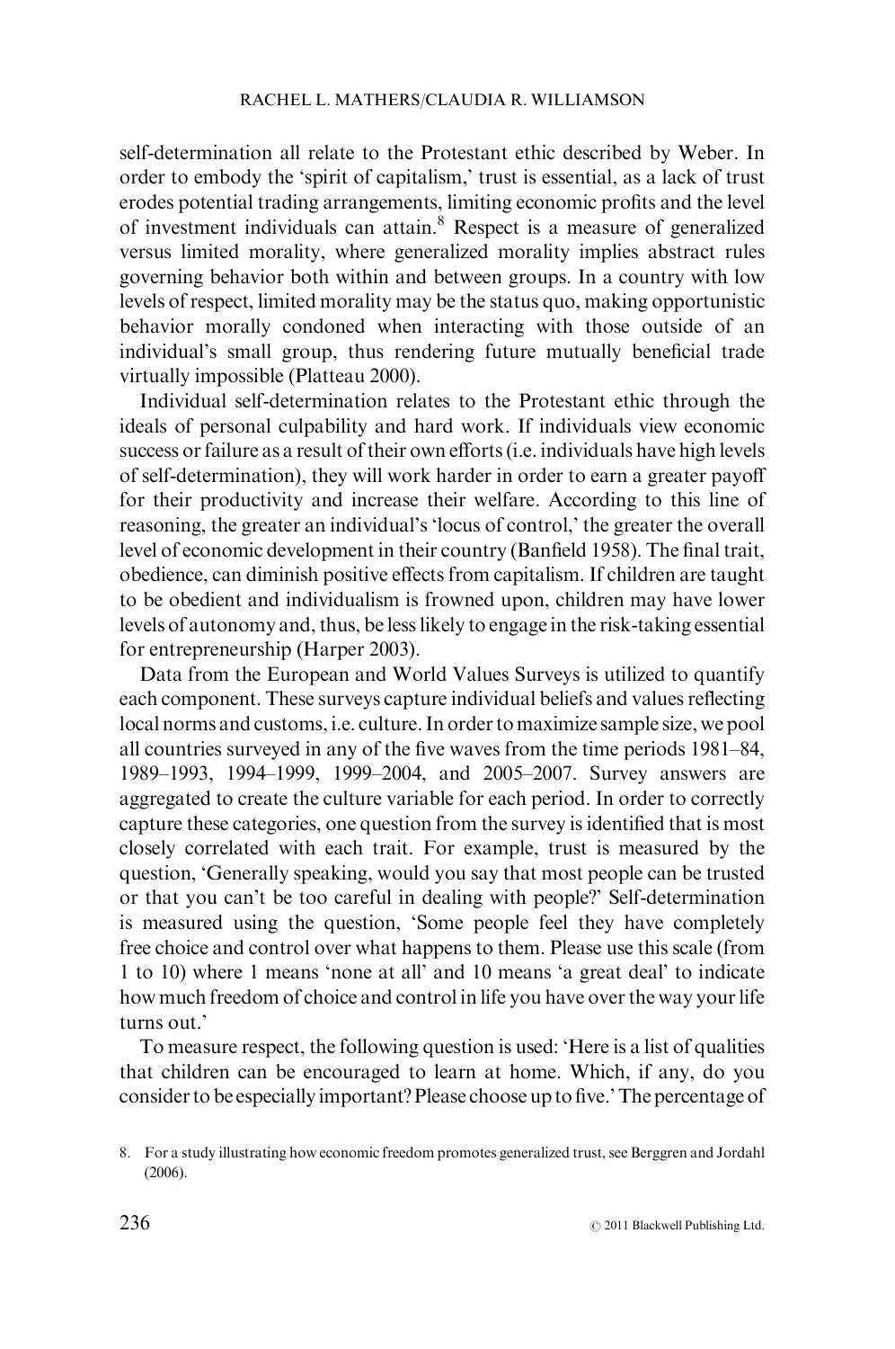self-determination all relate to the Protestant ethic described by Weber. In order to embody the 'spirit of capitalism,' trust is essential, as a lack of trust erodes potential trading arrangements, limiting economic profits and the level of investment individuals can attain.[8] Respect is a measure of generalized versus limited morality, where generalized morality implies abstract rules governing behavior both within and between groups. In a country with low levels of respect, limited morality may be the status quo, making opportunistic behavior morally condoned when interacting with those outside of an individual's small group, thus rendering future mutually beneficial trade virtually impossible (Platteau 2000).

Individual self-determination relates to the Protestant ethic through the ideals of personal culpability and hard work. If individuals view economic success or failure as a result of their own efforts (i.e. individuals have high levels of self-determination), they will work harder in order to earn a greater payoff for their productivity and increase their welfare. According to this line of reasoning, the greater an individual's 'locus of control,' the greater the overall level of economic development in their country (Banfield 1958). The final trait, obedience, can diminish positive effects from capitalism. If children are taught to be obedient and individualism is frowned upon, children may have lower levels of autonomy and, thus, be less likely to engage in the risk-taking essential for entrepreneurship (Harper 2003).

Data from the European and World Values Surveys is utilized to quantify each component. These surveys capture individual beliefs and values reflecting local norms and customs, i.e. culture. In order to maximize sample size, we pool all countries surveyed in any of the five waves from the time periods 1981–84, 1989–1993, 1994–1999, 1999–2004, and 2005–2007. Survey answers are aggregated to create the culture variable for each period. In order to correctly capture these categories, one question from the survey is identified that is most closely correlated with each trait. For example, trust is measured by the question, 'Generally speaking, would you say that most people can be trusted or that you can't be too careful in dealing with people?' Self-determination is measured using the question, 'Some people feel they have completely free choice and control over what happens to them. Please use this scale (from 1 to 10) where 1 means 'none at all' and 10 means 'a great deal' to indicate how much freedom of choice and control in life you have over the way your life turns out.'

To measure respect, the following question is used: 'Here is a list of qualities that children can be encouraged to learn at home. Which, if any, do you consider to be especially important? Please choose up to five.' The percentage of

8. For a study illustrating how economic freedom promotes generalized trust, see Berggren and Jordahl (2006).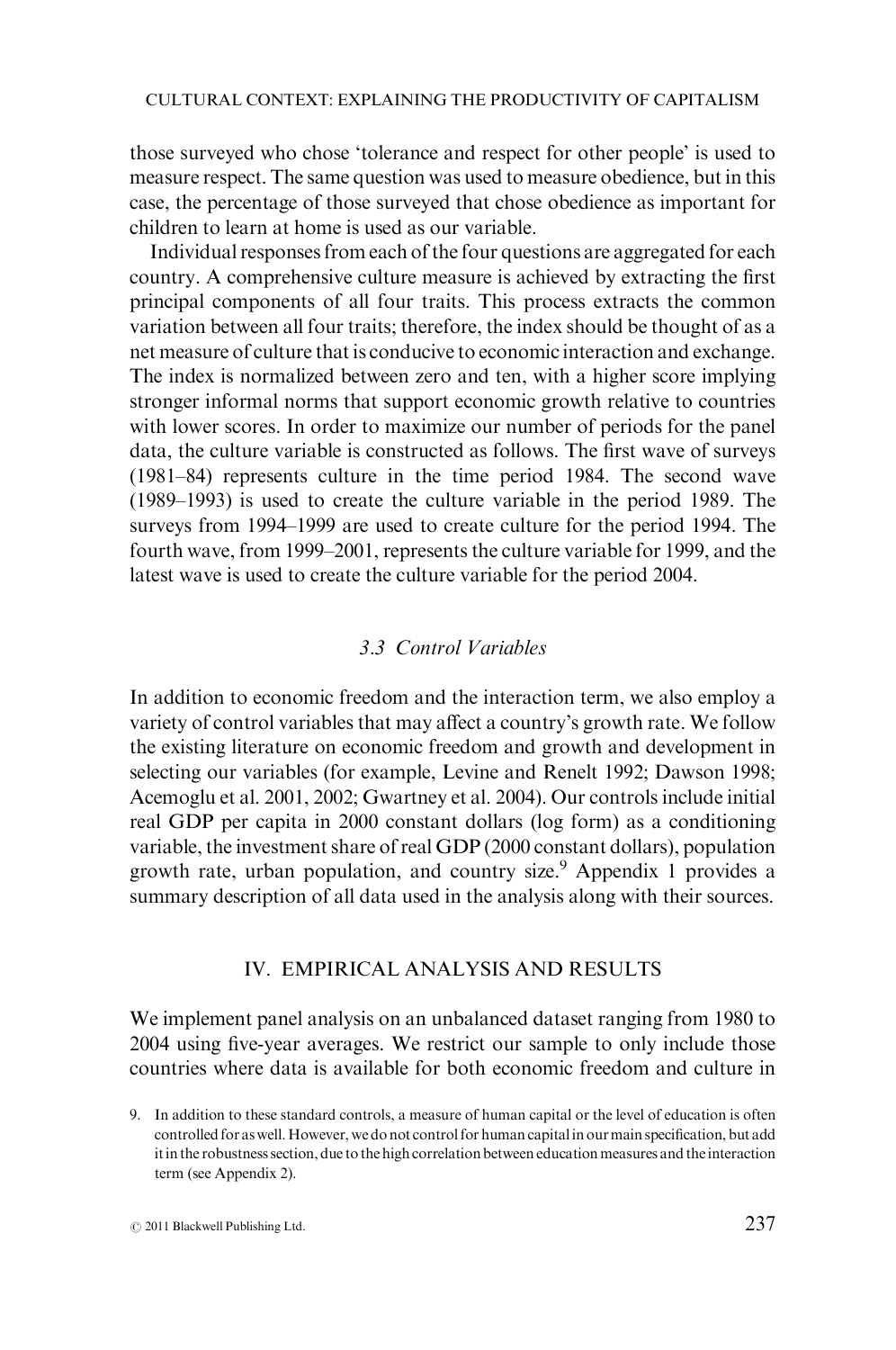those surveyed who chose 'tolerance and respect for other people' is used to measure respect. The same question was used to measure obedience, but in this case, the percentage of those surveyed that chose obedience as important for children to learn at home is used as our variable.

Individual responses from each of the four questions are aggregated for each country. A comprehensive culture measure is achieved by extracting the first principal components of all four traits. This process extracts the common variation between all four traits; therefore, the index should be thought of as a net measure of culture that is conducive to economic interaction and exchange. The index is normalized between zero and ten, with a higher score implying stronger informal norms that support economic growth relative to countries with lower scores. In order to maximize our number of periods for the panel data, the culture variable is constructed as follows. The first wave of surveys (1981–84) represents culture in the time period 1984. The second wave (1989–1993) is used to create the culture variable in the period 1989. The surveys from 1994–1999 are used to create culture for the period 1994. The fourth wave, from 1999–2001, represents the culture variable for 1999, and the latest wave is used to create the culture variable for the period 2004.

### *3.3 Control Variables*

In addition to economic freedom and the interaction term, we also employ a variety of control variables that may affect a country's growth rate. We follow the existing literature on economic freedom and growth and development in selecting our variables (for example, Levine and Renelt 1992; Dawson 1998; Acemoglu et al. 2001, 2002; Gwartney et al. 2004). Our controls include initial real GDP per capita in 2000 constant dollars (log form) as a conditioning variable, the investment share of real GDP (2000 constant dollars), population growth rate, urban population, and country size.[9] Appendix 1 provides a summary description of all data used in the analysis along with their sources.

## IV. EMPIRICAL ANALYSIS AND RESULTS

We implement panel analysis on an unbalanced dataset ranging from 1980 to 2004 using five-year averages. We restrict our sample to only include those countries where data is available for both economic freedom and culture in

9. In addition to these standard controls, a measure of human capital or the level of education is often controlled for as well. However, we do not control for human capital in our main specification, but add it in the robustness section, due to the high correlation between education measures and the interaction term (see Appendix 2).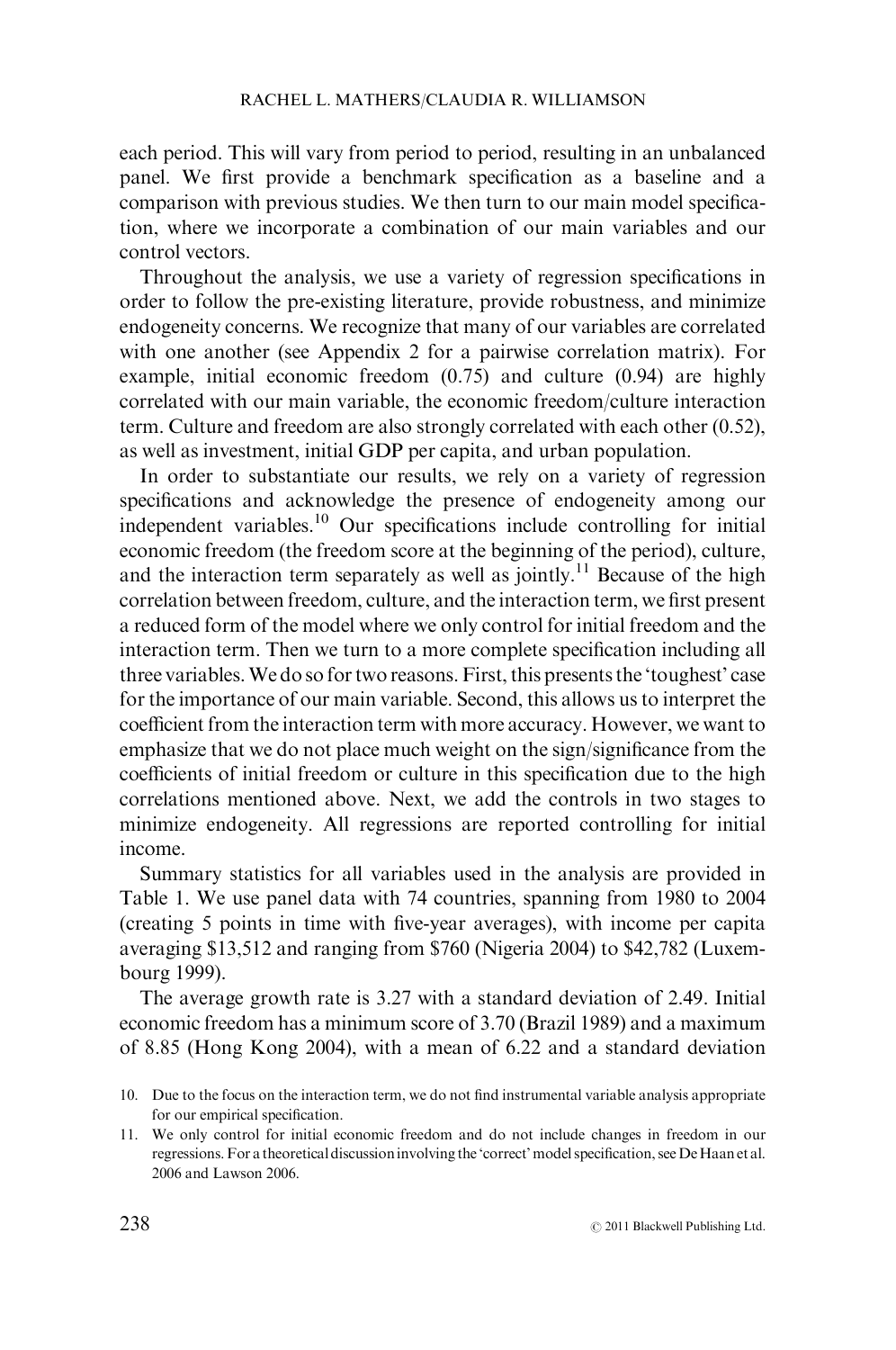each period. This will vary from period to period, resulting in an unbalanced panel. We first provide a benchmark specification as a baseline and a comparison with previous studies. We then turn to our main model specification, where we incorporate a combination of our main variables and our control vectors.

Throughout the analysis, we use a variety of regression specifications in order to follow the pre-existing literature, provide robustness, and minimize endogeneity concerns. We recognize that many of our variables are correlated with one another (see Appendix 2 for a pairwise correlation matrix). For example, initial economic freedom (0.75) and culture (0.94) are highly correlated with our main variable, the economic freedom/culture interaction term. Culture and freedom are also strongly correlated with each other (0.52), as well as investment, initial GDP per capita, and urban population.

In order to substantiate our results, we rely on a variety of regression specifications and acknowledge the presence of endogeneity among our independent variables.[10] Our specifications include controlling for initial economic freedom (the freedom score at the beginning of the period), culture, and the interaction term separately as well as jointly.[11] Because of the high correlation between freedom, culture, and the interaction term, we first present a reduced form of the model where we only control for initial freedom and the interaction term. Then we turn to a more complete specification including all three variables. We do so for two reasons. First, this presents the 'toughest' case for the importance of our main variable. Second, this allows us to interpret the coefficient from the interaction term with more accuracy. However, we want to emphasize that we do not place much weight on the sign/significance from the coefficients of initial freedom or culture in this specification due to the high correlations mentioned above. Next, we add the controls in two stages to minimize endogeneity. All regressions are reported controlling for initial income.

Summary statistics for all variables used in the analysis are provided in Table 1. We use panel data with 74 countries, spanning from 1980 to 2004 (creating 5 points in time with five-year averages), with income per capita averaging $13,512 and ranging from $760 (Nigeria 2004) to $42,782 (Luxembourg 1999).

The average growth rate is 3.27 with a standard deviation of 2.49. Initial economic freedom has a minimum score of 3.70 (Brazil 1989) and a maximum of 8.85 (Hong Kong 2004), with a mean of 6.22 and a standard deviation

10. Due to the focus on the interaction term, we do not find instrumental variable analysis appropriate for our empirical specification.

11. We only control for initial economic freedom and do not include changes in freedom in our regressions. For a theoretical discussion involving the 'correct' model specification, see De Haan et al. 2006 and Lawson 2006.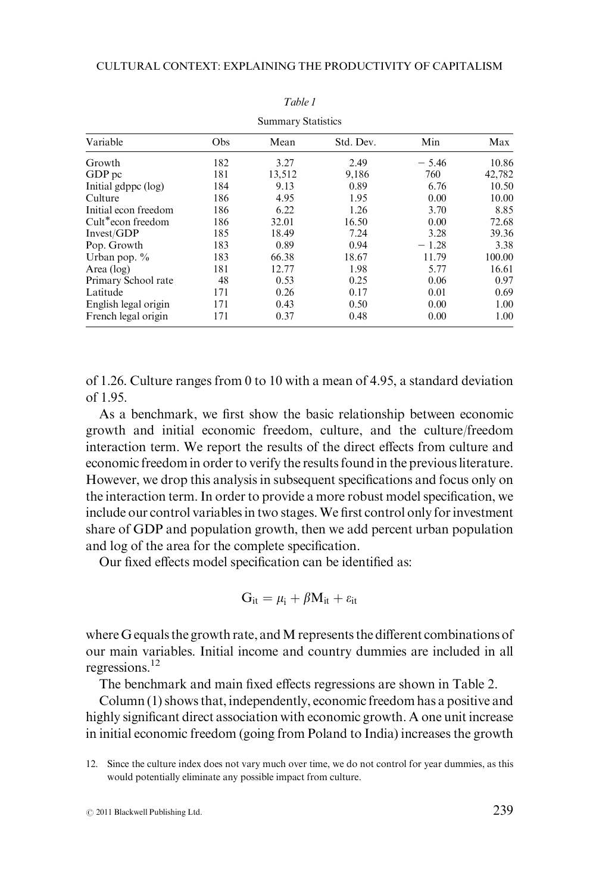*Table 1*

Summary Statistics

| Variable | Obs | Mean | Std. Dev. | Min | Max |
|---|---|---|---|---|---|
| Growth | 182 | 3.27 | 2.49 | − 5.46 | 10.86 |
| GDP pc | 181 | 13,512 | 9,186 | 760 | 42,782 |
| Initial gdppc (log) | 184 | 9.13 | 0.89 | 6.76 | 10.50 |
| Culture | 186 | 4.95 | 1.95 | 0.00 | 10.00 |
| Initial econ freedom | 186 | 6.22 | 1.26 | 3.70 | 8.85 |
| Cult*econ freedom | 186 | 32.01 | 16.50 | 0.00 | 72.68 |
| Invest/GDP | 185 | 18.49 | 7.24 | 3.28 | 39.36 |
| Pop. Growth | 183 | 0.89 | 0.94 | − 1.28 | 3.38 |
| Urban pop. % | 183 | 66.38 | 18.67 | 11.79 | 100.00 |
| Area (log) | 181 | 12.77 | 1.98 | 5.77 | 16.61 |
| Primary School rate | 48 | 0.53 | 0.25 | 0.06 | 0.97 |
| Latitude | 171 | 0.26 | 0.17 | 0.01 | 0.69 |
| English legal origin | 171 | 0.43 | 0.50 | 0.00 | 1.00 |
| French legal origin | 171 | 0.37 | 0.48 | 0.00 | 1.00 |

of 1.26. Culture ranges from 0 to 10 with a mean of 4.95, a standard deviation of 1.95.

As a benchmark, we first show the basic relationship between economic growth and initial economic freedom, culture, and the culture/freedom interaction term. We report the results of the direct effects from culture and economic freedom in order to verify the results found in the previous literature. However, we drop this analysis in subsequent specifications and focus only on the interaction term. In order to provide a more robust model specification, we include our control variables in two stages. We first control only for investment share of GDP and population growth, then we add percent urban population and log of the area for the complete specification.

Our fixed effects model specification can be identified as:

$$G_{it} = \mu_i + \beta M_{it} + \varepsilon_{it}$$

where G equals the growth rate, and M represents the different combinations of our main variables. Initial income and country dummies are included in all regressions.[12]

The benchmark and main fixed effects regressions are shown in Table 2.

Column (1) shows that, independently, economic freedom has a positive and highly significant direct association with economic growth. A one unit increase in initial economic freedom (going from Poland to India) increases the growth

12. Since the culture index does not vary much over time, we do not control for year dummies, as this would potentially eliminate any possible impact from culture.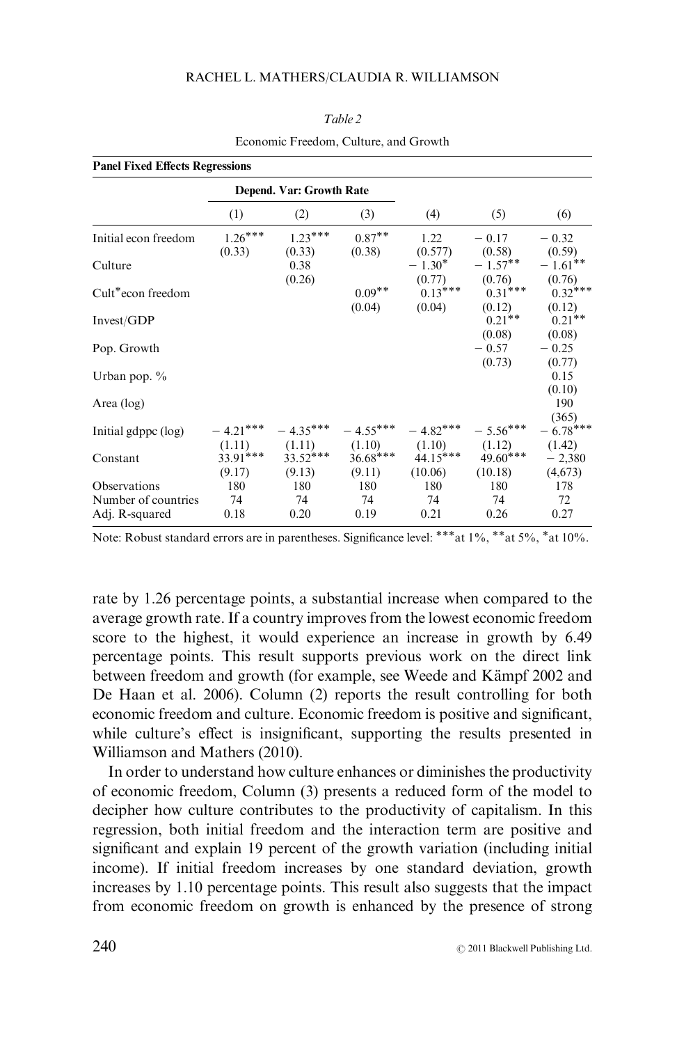*Table 2*

Economic Freedom, Culture, and Growth

| **Panel Fixed Effects Regressions** | | | | | | |
|---|---|---|---|---|---|---|
| | **Depend. Var: Growth Rate** | | | | | |
| | (1) | (2) | (3) | (4) | (5) | (6) |
| Initial econ freedom | 1.26*** | 1.23*** | 0.87** | 1.22 | − 0.17 | − 0.32 |
| | (0.33) | (0.33) | (0.38) | (0.577) | (0.58) | (0.59) |
| Culture | | 0.38 | | − 1.30* | − 1.57** | − 1.61** |
| | | (0.26) | | (0.77) | (0.76) | (0.76) |
| Cult*econ freedom | | | 0.09** | 0.13*** | 0.31*** | 0.32*** |
| | | | (0.04) | (0.04) | (0.12) | (0.12) |
| Invest/GDP | | | | | 0.21** | 0.21** |
| | | | | | (0.08) | (0.08) |
| Pop. Growth | | | | | − 0.57 | − 0.25 |
| | | | | | (0.73) | (0.77) |
| Urban pop. % | | | | | | 0.15 |
| | | | | | | (0.10) |
| Area (log) | | | | | | 190 |
| | | | | | | (365) |
| Initial gdppc (log) | − 4.21*** | − 4.35*** | − 4.55*** | − 4.82*** | − 5.56*** | − 6.78*** |
| | (1.11) | (1.11) | (1.10) | (1.10) | (1.12) | (1.42) |
| Constant | 33.91*** | 33.52*** | 36.68*** | 44.15*** | 49.60*** | − 2,380 |
| | (9.17) | (9.13) | (9.11) | (10.06) | (10.18) | (4,673) |
| Observations | 180 | 180 | 180 | 180 | 180 | 178 |
| Number of countries | 74 | 74 | 74 | 74 | 74 | 72 |
| Adj. R-squared | 0.18 | 0.20 | 0.19 | 0.21 | 0.26 | 0.27 |

Note: Robust standard errors are in parentheses. Significance level: ***at 1%, **at 5%, *at 10%.

rate by 1.26 percentage points, a substantial increase when compared to the average growth rate. If a country improves from the lowest economic freedom score to the highest, it would experience an increase in growth by 6.49 percentage points. This result supports previous work on the direct link between freedom and growth (for example, see Weede and Kämpf 2002 and De Haan et al. 2006). Column (2) reports the result controlling for both economic freedom and culture. Economic freedom is positive and significant, while culture's effect is insignificant, supporting the results presented in Williamson and Mathers (2010).

In order to understand how culture enhances or diminishes the productivity of economic freedom, Column (3) presents a reduced form of the model to decipher how culture contributes to the productivity of capitalism. In this regression, both initial freedom and the interaction term are positive and significant and explain 19 percent of the growth variation (including initial income). If initial freedom increases by one standard deviation, growth increases by 1.10 percentage points. This result also suggests that the impact from economic freedom on growth is enhanced by the presence of strong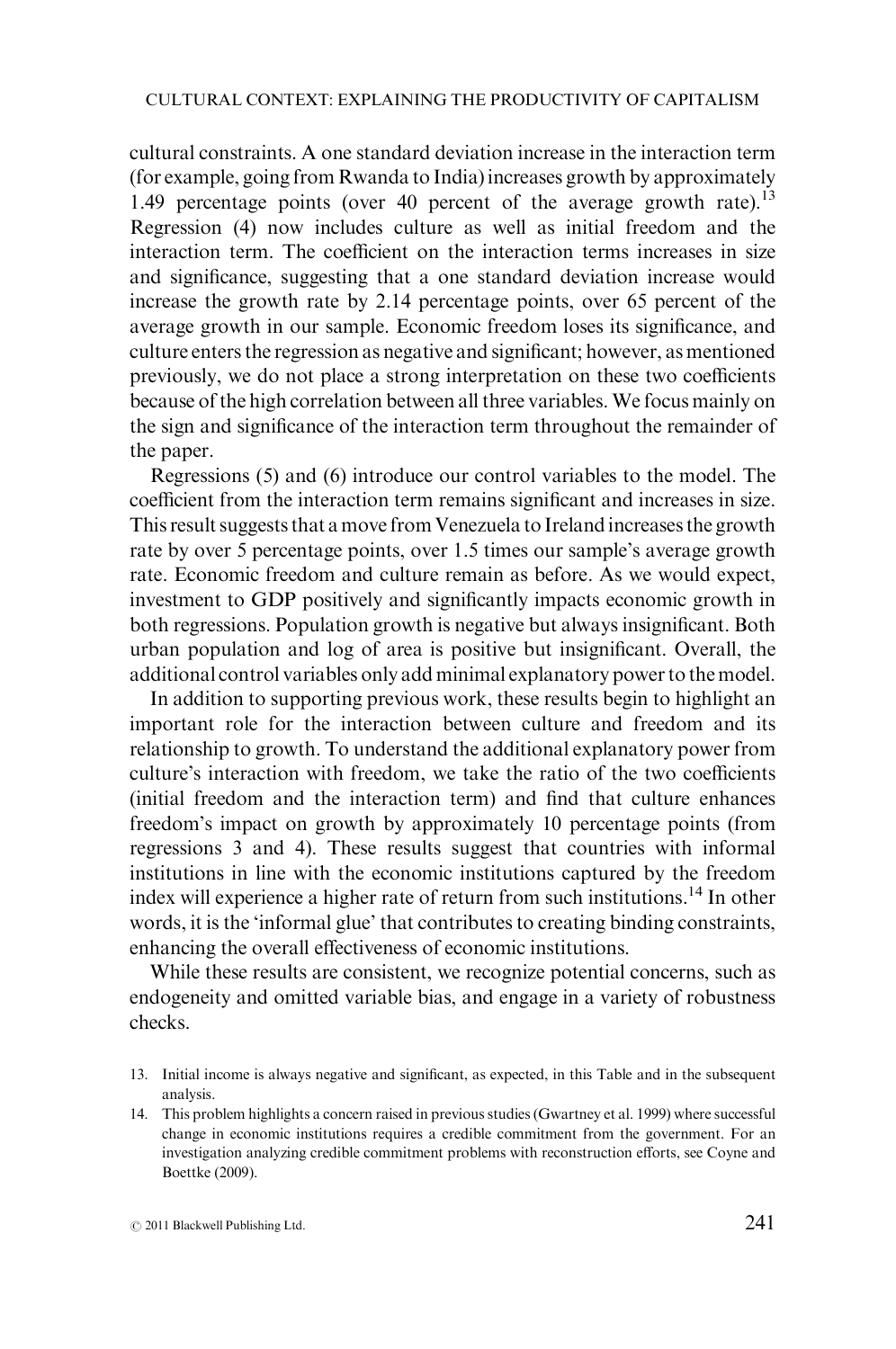cultural constraints. A one standard deviation increase in the interaction term (for example, going from Rwanda to India) increases growth by approximately 1.49 percentage points (over 40 percent of the average growth rate).[13] Regression (4) now includes culture as well as initial freedom and the interaction term. The coefficient on the interaction terms increases in size and significance, suggesting that a one standard deviation increase would increase the growth rate by 2.14 percentage points, over 65 percent of the average growth in our sample. Economic freedom loses its significance, and culture enters the regression as negative and significant; however, as mentioned previously, we do not place a strong interpretation on these two coefficients because of the high correlation between all three variables. We focus mainly on the sign and significance of the interaction term throughout the remainder of the paper.

Regressions (5) and (6) introduce our control variables to the model. The coefficient from the interaction term remains significant and increases in size. This result suggests that a move from Venezuela to Ireland increases the growth rate by over 5 percentage points, over 1.5 times our sample's average growth rate. Economic freedom and culture remain as before. As we would expect, investment to GDP positively and significantly impacts economic growth in both regressions. Population growth is negative but always insignificant. Both urban population and log of area is positive but insignificant. Overall, the additional control variables only add minimal explanatory power to the model.

In addition to supporting previous work, these results begin to highlight an important role for the interaction between culture and freedom and its relationship to growth. To understand the additional explanatory power from culture's interaction with freedom, we take the ratio of the two coefficients (initial freedom and the interaction term) and find that culture enhances freedom's impact on growth by approximately 10 percentage points (from regressions 3 and 4). These results suggest that countries with informal institutions in line with the economic institutions captured by the freedom index will experience a higher rate of return from such institutions.[14] In other words, it is the 'informal glue' that contributes to creating binding constraints, enhancing the overall effectiveness of economic institutions.

While these results are consistent, we recognize potential concerns, such as endogeneity and omitted variable bias, and engage in a variety of robustness checks.

13. Initial income is always negative and significant, as expected, in this Table and in the subsequent analysis.

14. This problem highlights a concern raised in previous studies (Gwartney et al. 1999) where successful change in economic institutions requires a credible commitment from the government. For an investigation analyzing credible commitment problems with reconstruction efforts, see Coyne and Boettke (2009).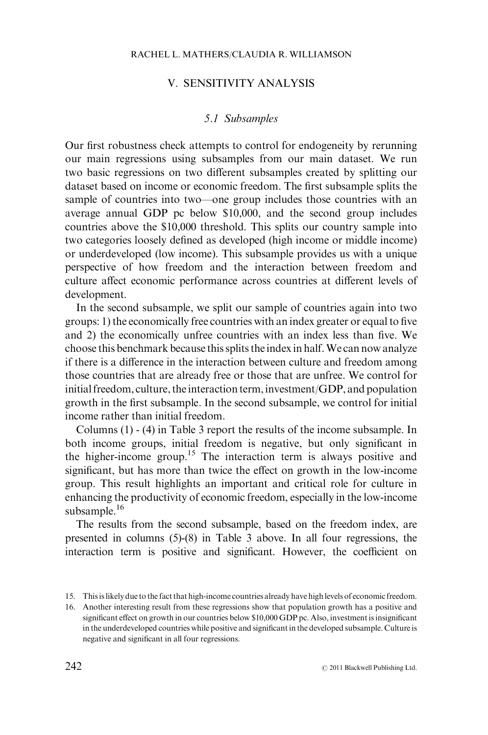## V. SENSITIVITY ANALYSIS

### *5.1 Subsamples*

Our first robustness check attempts to control for endogeneity by rerunning our main regressions using subsamples from our main dataset. We run two basic regressions on two different subsamples created by splitting our dataset based on income or economic freedom. The first subsample splits the sample of countries into two—one group includes those countries with an average annual GDP pc below \$10,000, and the second group includes countries above the \$10,000 threshold. This splits our country sample into two categories loosely defined as developed (high income or middle income) or underdeveloped (low income). This subsample provides us with a unique perspective of how freedom and the interaction between freedom and culture affect economic performance across countries at different levels of development.

In the second subsample, we split our sample of countries again into two groups: 1) the economically free countries with an index greater or equal to five and 2) the economically unfree countries with an index less than five. We choose this benchmark because this splits the index in half. We can now analyze if there is a difference in the interaction between culture and freedom among those countries that are already free or those that are unfree. We control for initial freedom, culture, the interaction term, investment/GDP, and population growth in the first subsample. In the second subsample, we control for initial income rather than initial freedom.

Columns (1) - (4) in Table 3 report the results of the income subsample. In both income groups, initial freedom is negative, but only significant in the higher-income group.[15] The interaction term is always positive and significant, but has more than twice the effect on growth in the low-income group. This result highlights an important and critical role for culture in enhancing the productivity of economic freedom, especially in the low-income subsample.[16]

The results from the second subsample, based on the freedom index, are presented in columns (5)-(8) in Table 3 above. In all four regressions, the interaction term is positive and significant. However, the coefficient on

15. This is likely due to the fact that high-income countries already have high levels of economic freedom.

16. Another interesting result from these regressions show that population growth has a positive and significant effect on growth in our countries below \$10,000 GDP pc. Also, investment is insignificant in the underdeveloped countries while positive and significant in the developed subsample. Culture is negative and significant in all four regressions.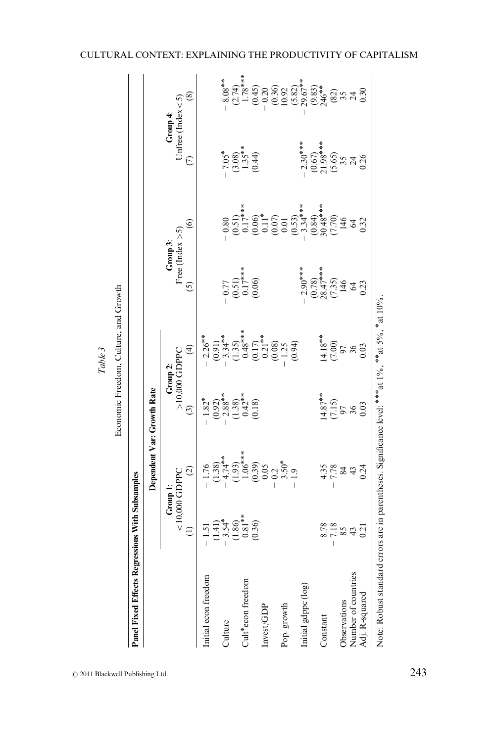*Table 3*

Economic Freedom, Culture, and Growth

**Panel Fixed Effects Regressions With Subsamples**

| | **Dependent Var: Growth Rate** | | | | | | | |
|---|---|---|---|---|---|---|---|---|
| | **Group 1**: <10,000 GDPPC | | **Group 2**: >10,000 GDPPC | | **Group 3**: Free (Index >5) | | **Group 4**: Unfree (Index <5) | |
| | (1) | (2) | (3) | (4) | (5) | (6) | (7) | (8) |
| Initial econ freedom | − 1.51 | − 1.76 | − 1.82* | − 2.26** | | | | |
| | (1.41) | (1.38) | (0.92) | (0.91) | | | | |
| Culture | − 3.54* | − 4.74** | − 2.88** | − 3.34** | − 0.77 | − 0.80 | − 7.05* | − 8.08** |
| | (1.86) | (1.93) | (1.38) | (1.35) | (0.51) | (0.51) | (3.08) | (2.74) |
| Cult*econ freedom | 0.81** | 1.06*** | 0.42** | 0.48*** | 0.17*** | 0.17*** | 1.35** | 1.78*** |
| | (0.36) | (0.39) | (0.18) | (0.17) | (0.06) | (0.06) | (0.44) | (0.45) |
| Invest/GDP | | 0.05 | | 0.21** | | 0.11* | | − 0.20 |
| | | − 0.2 | | (0.08) | | (0.07) | | (0.36) |
| Pop. growth | | 3.50* | | − 1.25 | | 0.01 | | 10.92 |
| | | − 1.9 | | (0.94) | | (0.53) | | (5.82) |
| Initial gdppc (log) | | | | | − 2.90*** | − 3.34*** | − 2.30*** | − 29.67** |
| | | | | | (0.78) | (0.84) | (0.67) | (9.83) |
| Constant | 8.78 | 4.35 | 14.87** | 14.18** | 28.47*** | 30.48*** | 21.98*** | 246** |
| | − 7.18 | − 7.78 | (7.15) | (7.00) | (7.35) | (7.70) | (5.65) | (82) |
| Observations | 85 | 84 | 97 | 97 | 146 | 146 | 35 | 35 |
| Number of countries | 43 | 43 | 36 | 36 | 64 | 64 | 24 | 24 |
| Adj. R-squared | 0.21 | 0.24 | 0.03 | 0.03 | 0.23 | 0.32 | 0.26 | 0.30 |

Note: Robust standard errors are in parentheses. Significance level: ***at 1%, **at 5%, *at 10%.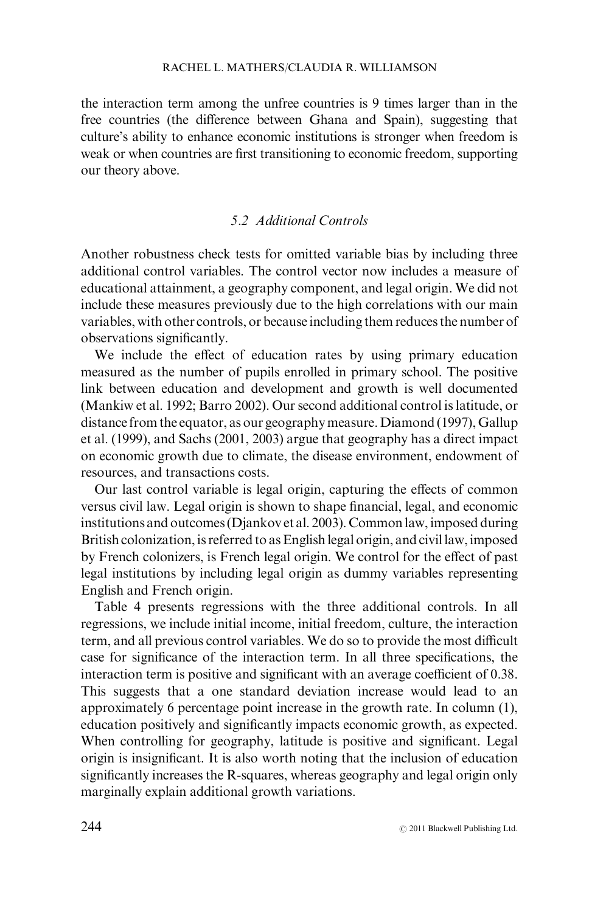the interaction term among the unfree countries is 9 times larger than in the free countries (the difference between Ghana and Spain), suggesting that culture's ability to enhance economic institutions is stronger when freedom is weak or when countries are first transitioning to economic freedom, supporting our theory above.

### *5.2 Additional Controls*

Another robustness check tests for omitted variable bias by including three additional control variables. The control vector now includes a measure of educational attainment, a geography component, and legal origin. We did not include these measures previously due to the high correlations with our main variables, with other controls, or because including them reduces the number of observations significantly.

We include the effect of education rates by using primary education measured as the number of pupils enrolled in primary school. The positive link between education and development and growth is well documented (Mankiw et al. 1992; Barro 2002). Our second additional control is latitude, or distance from the equator, as our geography measure. Diamond (1997), Gallup et al. (1999), and Sachs (2001, 2003) argue that geography has a direct impact on economic growth due to climate, the disease environment, endowment of resources, and transactions costs.

Our last control variable is legal origin, capturing the effects of common versus civil law. Legal origin is shown to shape financial, legal, and economic institutions and outcomes (Djankov et al. 2003). Common law, imposed during British colonization, is referred to as English legal origin, and civil law, imposed by French colonizers, is French legal origin. We control for the effect of past legal institutions by including legal origin as dummy variables representing English and French origin.

Table 4 presents regressions with the three additional controls. In all regressions, we include initial income, initial freedom, culture, the interaction term, and all previous control variables. We do so to provide the most difficult case for significance of the interaction term. In all three specifications, the interaction term is positive and significant with an average coefficient of 0.38. This suggests that a one standard deviation increase would lead to an approximately 6 percentage point increase in the growth rate. In column (1), education positively and significantly impacts economic growth, as expected. When controlling for geography, latitude is positive and significant. Legal origin is insignificant. It is also worth noting that the inclusion of education significantly increases the R-squares, whereas geography and legal origin only marginally explain additional growth variations.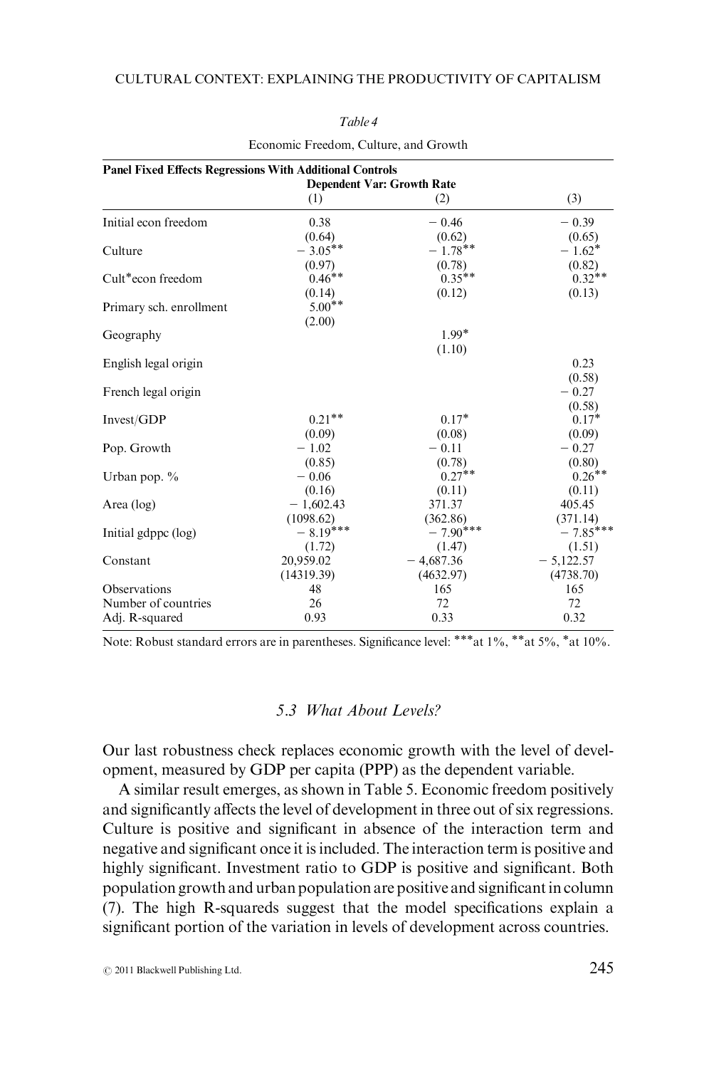Table 4

Economic Freedom, Culture, and Growth

| Panel Fixed Effects Regressions With Additional Controls | | | |
|---|---|---|---|
| | Dependent Var: Growth Rate | | |
| | (1) | (2) | (3) |
| Initial econ freedom | 0.38 | − 0.46 | − 0.39 |
| | (0.64) | (0.62) | (0.65) |
| Culture | − 3.05** | − 1.78** | − 1.62* |
| | (0.97) | (0.78) | (0.82) |
| Cult*econ freedom | 0.46** | 0.35** | 0.32** |
| | (0.14) | (0.12) | (0.13) |
| Primary sch. enrollment | 5.00** | | |
| | (2.00) | | |
| Geography | | 1.99* | |
| | | (1.10) | |
| English legal origin | | | 0.23 |
| | | | (0.58) |
| French legal origin | | | − 0.27 |
| | | | (0.58) |
| Invest/GDP | 0.21** | 0.17* | 0.17* |
| | (0.09) | (0.08) | (0.09) |
| Pop. Growth | − 1.02 | − 0.11 | − 0.27 |
| | (0.85) | (0.78) | (0.80) |
| Urban pop. % | − 0.06 | 0.27** | 0.26** |
| | (0.16) | (0.11) | (0.11) |
| Area (log) | − 1,602.43 | 371.37 | 405.45 |
| | (1098.62) | (362.86) | (371.14) |
| Initial gdppc (log) | − 8.19*** | − 7.90*** | − 7.85*** |
| | (1.72) | (1.47) | (1.51) |
| Constant | 20,959.02 | − 4,687.36 | − 5,122.57 |
| | (14319.39) | (4632.97) | (4738.70) |
| Observations | 48 | 165 | 165 |
| Number of countries | 26 | 72 | 72 |
| Adj. R-squared | 0.93 | 0.33 | 0.32 |

Note: Robust standard errors are in parentheses. Significance level: ***at 1%, **at 5%, *at 10%.

### 5.3 What About Levels?

Our last robustness check replaces economic growth with the level of development, measured by GDP per capita (PPP) as the dependent variable.

A similar result emerges, as shown in Table 5. Economic freedom positively and significantly affects the level of development in three out of six regressions. Culture is positive and significant in absence of the interaction term and negative and significant once it is included. The interaction term is positive and highly significant. Investment ratio to GDP is positive and significant. Both population growth and urban population are positive and significant in column (7). The high R-squareds suggest that the model specifications explain a significant portion of the variation in levels of development across countries.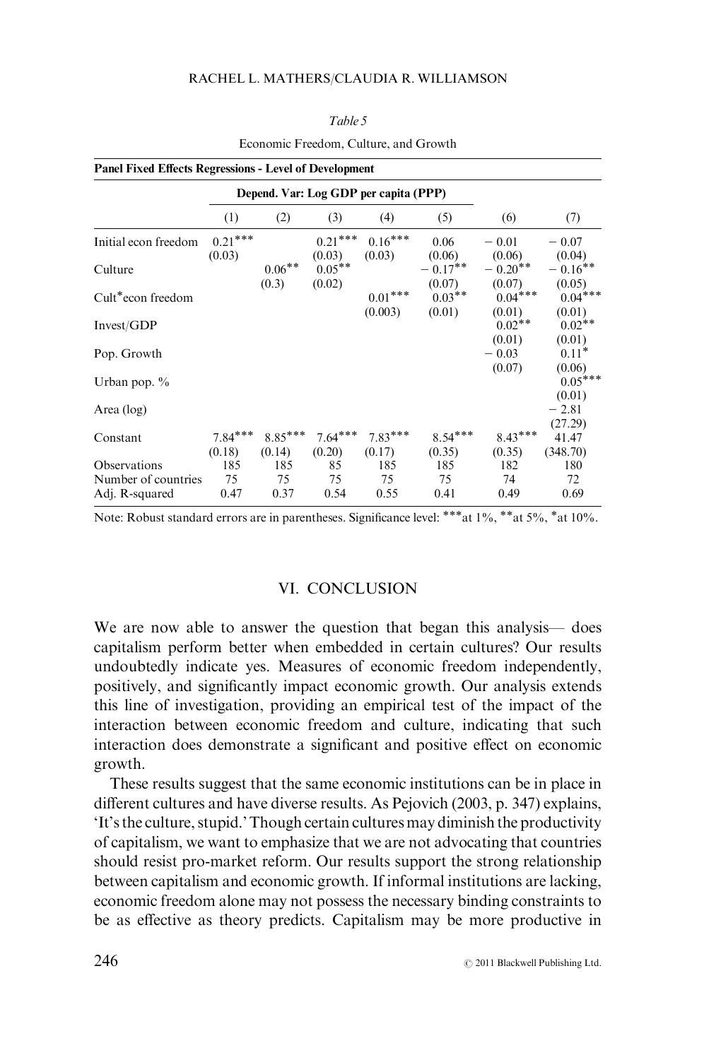*Table 5*

Economic Freedom, Culture, and Growth

| **Panel Fixed Effects Regressions - Level of Development** | | | | | | | |
|---|---|---|---|---|---|---|---|
| | **Depend. Var: Log GDP per capita (PPP)** | | | | | | |
| | (1) | (2) | (3) | (4) | (5) | (6) | (7) |
| Initial econ freedom | 0.21*** | | 0.21*** | 0.16*** | 0.06 | − 0.01 | − 0.07 |
| | (0.03) | | (0.03) | (0.03) | (0.06) | (0.06) | (0.04) |
| Culture | | 0.06** | 0.05** | | − 0.17** | − 0.20** | − 0.16** |
| | | (0.3) | (0.02) | | (0.07) | (0.07) | (0.05) |
| Cult*econ freedom | | | | 0.01*** | 0.03** | 0.04*** | 0.04*** |
| | | | | (0.003) | (0.01) | (0.01) | (0.01) |
| Invest/GDP | | | | | | 0.02** | 0.02** |
| | | | | | | (0.01) | (0.01) |
| Pop. Growth | | | | | | − 0.03 | 0.11* |
| | | | | | | (0.07) | (0.06) |
| Urban pop. % | | | | | | | 0.05*** |
| | | | | | | | (0.01) |
| Area (log) | | | | | | | − 2.81 |
| | | | | | | | (27.29) |
| Constant | 7.84*** | 8.85*** | 7.64*** | 7.83*** | 8.54*** | 8.43*** | 41.47 |
| | (0.18) | (0.14) | (0.20) | (0.17) | (0.35) | (0.35) | (348.70) |
| Observations | 185 | 185 | 85 | 185 | 185 | 182 | 180 |
| Number of countries | 75 | 75 | 75 | 75 | 75 | 74 | 72 |
| Adj. R-squared | 0.47 | 0.37 | 0.54 | 0.55 | 0.41 | 0.49 | 0.69 |

Note: Robust standard errors are in parentheses. Significance level: ***at 1%, **at 5%, *at 10%.

## VI. CONCLUSION

We are now able to answer the question that began this analysis— does capitalism perform better when embedded in certain cultures? Our results undoubtedly indicate yes. Measures of economic freedom independently, positively, and significantly impact economic growth. Our analysis extends this line of investigation, providing an empirical test of the impact of the interaction between economic freedom and culture, indicating that such interaction does demonstrate a significant and positive effect on economic growth.

These results suggest that the same economic institutions can be in place in different cultures and have diverse results. As Pejovich (2003, p. 347) explains, 'It's the culture, stupid.' Though certain cultures may diminish the productivity of capitalism, we want to emphasize that we are not advocating that countries should resist pro-market reform. Our results support the strong relationship between capitalism and economic growth. If informal institutions are lacking, economic freedom alone may not possess the necessary binding constraints to be as effective as theory predicts. Capitalism may be more productive in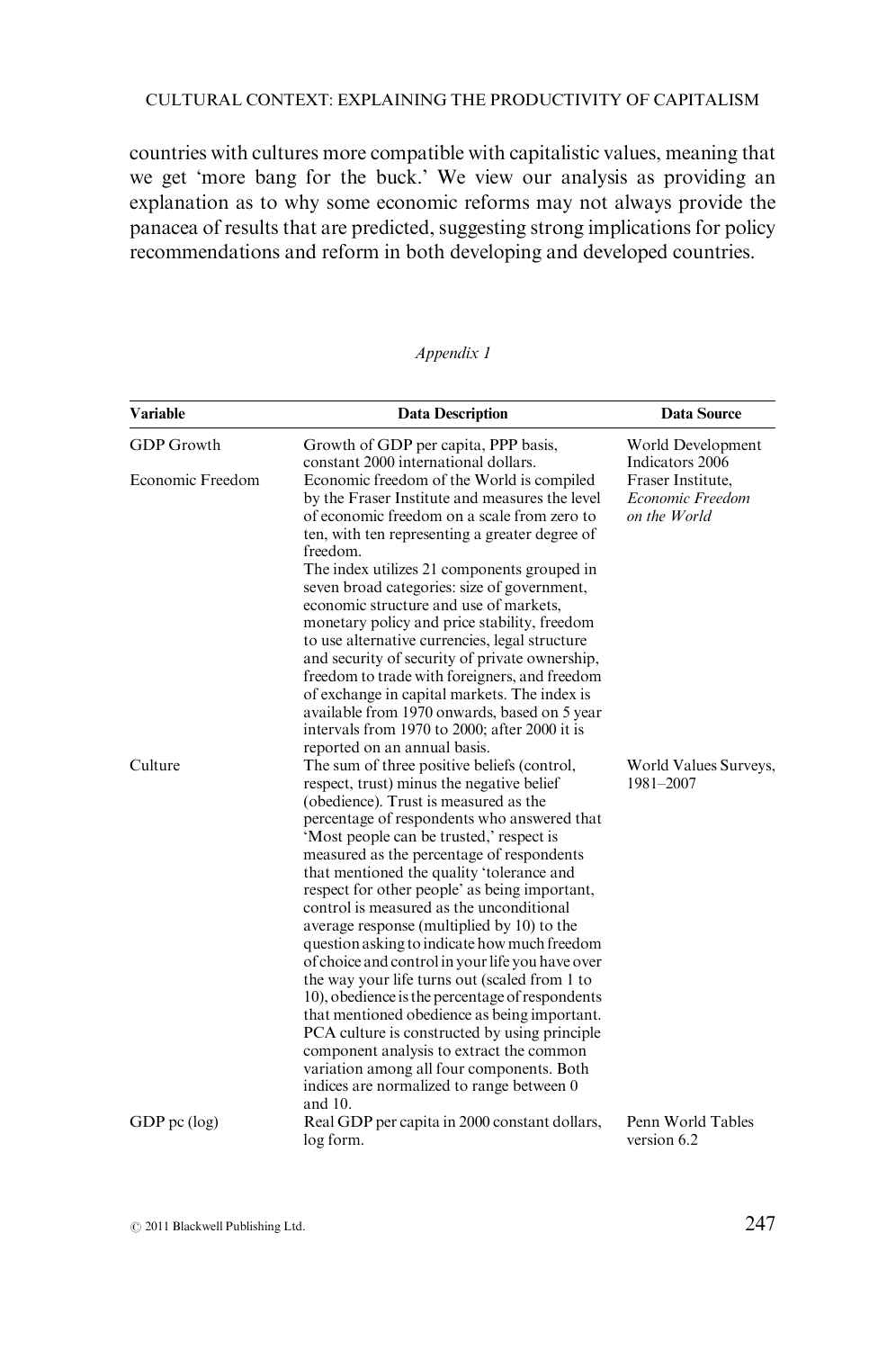countries with cultures more compatible with capitalistic values, meaning that we get 'more bang for the buck.' We view our analysis as providing an explanation as to why some economic reforms may not always provide the panacea of results that are predicted, suggesting strong implications for policy recommendations and reform in both developing and developed countries.

*Appendix 1*

| Variable | Data Description | Data Source |
|---|---|---|
| GDP Growth | Growth of GDP per capita, PPP basis, constant 2000 international dollars. | World Development Indicators 2006 |
| Economic Freedom | Economic freedom of the World is compiled by the Fraser Institute and measures the level of economic freedom on a scale from zero to ten, with ten representing a greater degree of freedom. The index utilizes 21 components grouped in seven broad categories: size of government, economic structure and use of markets, monetary policy and price stability, freedom to use alternative currencies, legal structure and security of security of private ownership, freedom to trade with foreigners, and freedom of exchange in capital markets. The index is available from 1970 onwards, based on 5 year intervals from 1970 to 2000; after 2000 it is reported on an annual basis. | Fraser Institute, *Economic Freedom on the World* |
| Culture | The sum of three positive beliefs (control, respect, trust) minus the negative belief (obedience). Trust is measured as the percentage of respondents who answered that 'Most people can be trusted,' respect is measured as the percentage of respondents that mentioned the quality 'tolerance and respect for other people' as being important, control is measured as the unconditional average response (multiplied by 10) to the question asking to indicate how much freedom of choice and control in your life you have over the way your life turns out (scaled from 1 to 10), obedience is the percentage of respondents that mentioned obedience as being important. PCA culture is constructed by using principle component analysis to extract the common variation among all four components. Both indices are normalized to range between 0 and 10. | World Values Surveys, 1981–2007 |
| GDP pc (log) | Real GDP per capita in 2000 constant dollars, log form. | Penn World Tables version 6.2 |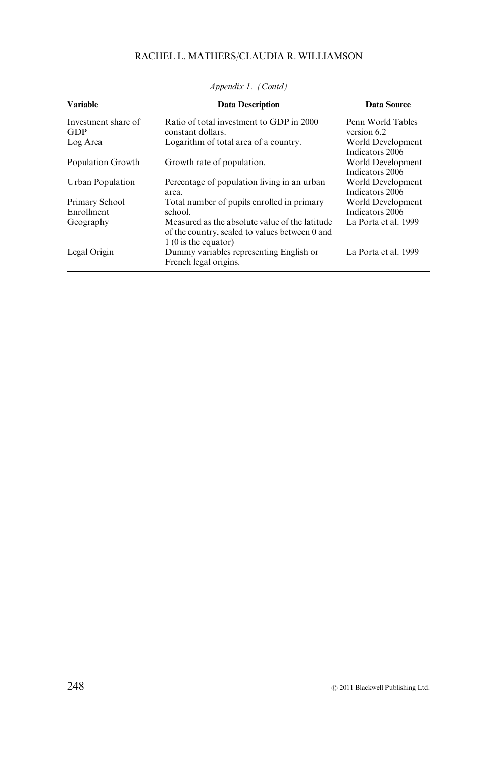*Appendix 1. (Contd)*

| Variable | Data Description | Data Source |
|---|---|---|
| Investment share of GDP | Ratio of total investment to GDP in 2000 constant dollars. | Penn World Tables version 6.2 |
| Log Area | Logarithm of total area of a country. | World Development Indicators 2006 |
| Population Growth | Growth rate of population. | World Development Indicators 2006 |
| Urban Population | Percentage of population living in an urban area. | World Development Indicators 2006 |
| Primary School Enrollment | Total number of pupils enrolled in primary school. | World Development Indicators 2006 |
| Geography | Measured as the absolute value of the latitude of the country, scaled to values between 0 and 1 (0 is the equator) | La Porta et al. 1999 |
| Legal Origin | Dummy variables representing English or French legal origins. | La Porta et al. 1999 |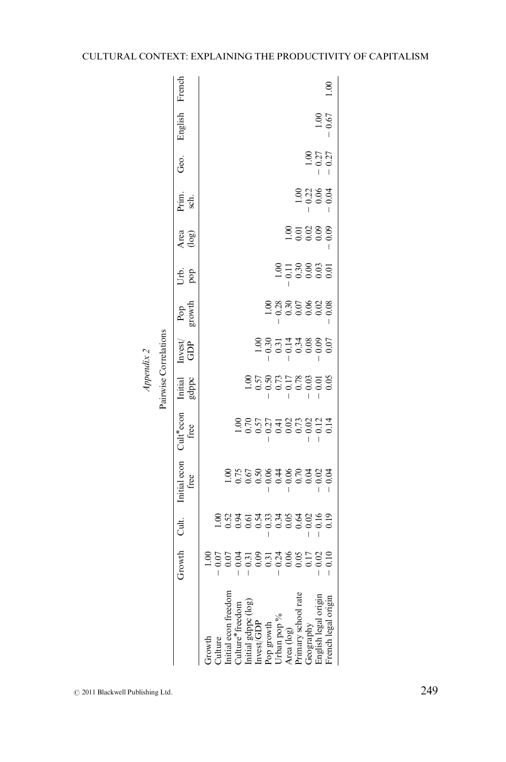## Appendix 2

### Pairwise Correlations

| | Growth | Cult. | Initial econ free | Cult*econ free | Initial gdppc | Invest/GDP | Pop growth | Urb. pop | Area (log) | Prim. sch. | Geo. | English | French |
|---|---|---|---|---|---|---|---|---|---|---|---|---|---|
| Growth | 1.00 | | | | | | | | | | | | |
| Culture | − 0.07 | 1.00 | | | | | | | | | | | |
| Initial econ freedom | 0.07 | 0.52 | 1.00 | | | | | | | | | | |
| Culture*freedom | − 0.04 | 0.94 | 0.75 | 1.00 | | | | | | | | | |
| Initial gdppc (log) | − 0.31 | 0.61 | 0.67 | 0.70 | 1.00 | | | | | | | | |
| Invest/GDP | 0.09 | 0.54 | 0.50 | 0.57 | 0.57 | 1.00 | | | | | | | |
| Pop growth | 0.31 | − 0.33 | − 0.06 | − 0.27 | − 0.50 | − 0.30 | 1.00 | | | | | | |
| Urban pop % | − 0.24 | 0.34 | 0.44 | 0.41 | 0.73 | 0.31 | − 0.28 | 1.00 | | | | | |
| Area (log) | 0.06 | 0.05 | − 0.06 | 0.02 | − 0.17 | − 0.14 | 0.30 | − 0.11 | 1.00 | | | | |
| Primary school rate | 0.05 | 0.64 | 0.70 | 0.73 | 0.78 | 0.34 | 0.07 | 0.30 | 0.01 | 1.00 | | | |
| Geography | 0.17 | − 0.02 | 0.04 | − 0.02 | − 0.03 | 0.08 | 0.06 | 0.00 | 0.02 | − 0.22 | 1.00 | | |
| English legal origin | − 0.02 | − 0.16 | − 0.02 | − 0.12 | − 0.01 | − 0.09 | 0.02 | 0.03 | 0.09 | 0.06 | − 0.27 | 1.00 | |
| French legal origin | − 0.10 | 0.19 | − 0.04 | 0.14 | 0.05 | 0.07 | − 0.08 | 0.01 | − 0.09 | − 0.04 | − 0.27 | − 0.67 | 1.00 |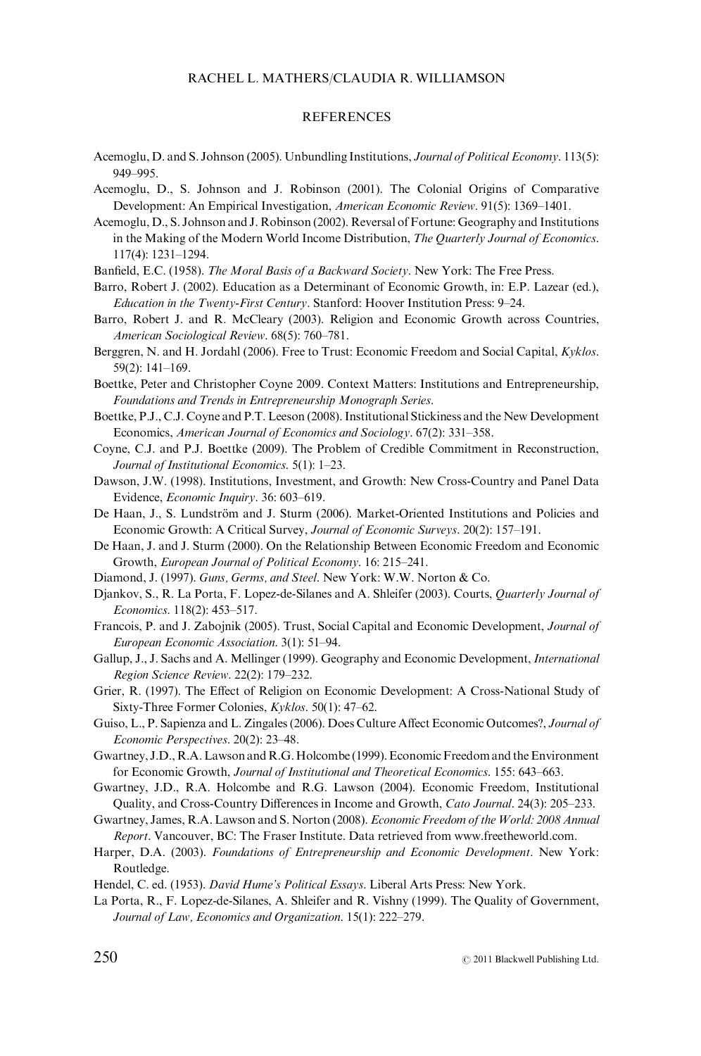## REFERENCES

Acemoglu, D. and S. Johnson (2005). Unbundling Institutions, *Journal of Political Economy*. 113(5): 949–995.

Acemoglu, D., S. Johnson and J. Robinson (2001). The Colonial Origins of Comparative Development: An Empirical Investigation, *American Economic Review*. 91(5): 1369–1401.

Acemoglu, D., S. Johnson and J. Robinson (2002). Reversal of Fortune: Geography and Institutions in the Making of the Modern World Income Distribution, *The Quarterly Journal of Economics*. 117(4): 1231–1294.

Banfield, E.C. (1958). *The Moral Basis of a Backward Society*. New York: The Free Press.

Barro, Robert J. (2002). Education as a Determinant of Economic Growth, in: E.P. Lazear (ed.), *Education in the Twenty-First Century*. Stanford: Hoover Institution Press: 9–24.

Barro, Robert J. and R. McCleary (2003). Religion and Economic Growth across Countries, *American Sociological Review*. 68(5): 760–781.

Berggren, N. and H. Jordahl (2006). Free to Trust: Economic Freedom and Social Capital, *Kyklos*. 59(2): 141–169.

Boettke, Peter and Christopher Coyne 2009. Context Matters: Institutions and Entrepreneurship, *Foundations and Trends in Entrepreneurship Monograph Series*.

Boettke, P.J., C.J. Coyne and P.T. Leeson (2008). Institutional Stickiness and the New Development Economics, *American Journal of Economics and Sociology*. 67(2): 331–358.

Coyne, C.J. and P.J. Boettke (2009). The Problem of Credible Commitment in Reconstruction, *Journal of Institutional Economics*. 5(1): 1–23.

Dawson, J.W. (1998). Institutions, Investment, and Growth: New Cross-Country and Panel Data Evidence, *Economic Inquiry*. 36: 603–619.

De Haan, J., S. Lundström and J. Sturm (2006). Market-Oriented Institutions and Policies and Economic Growth: A Critical Survey, *Journal of Economic Surveys*. 20(2): 157–191.

De Haan, J. and J. Sturm (2000). On the Relationship Between Economic Freedom and Economic Growth, *European Journal of Political Economy*. 16: 215–241.

Diamond, J. (1997). *Guns, Germs, and Steel*. New York: W.W. Norton & Co.

Djankov, S., R. La Porta, F. Lopez-de-Silanes and A. Shleifer (2003). Courts, *Quarterly Journal of Economics*. 118(2): 453–517.

Francois, P. and J. Zabojnik (2005). Trust, Social Capital and Economic Development, *Journal of European Economic Association*. 3(1): 51–94.

Gallup, J., J. Sachs and A. Mellinger (1999). Geography and Economic Development, *International Region Science Review*. 22(2): 179–232.

Grier, R. (1997). The Effect of Religion on Economic Development: A Cross-National Study of Sixty-Three Former Colonies, *Kyklos*. 50(1): 47–62.

Guiso, L., P. Sapienza and L. Zingales (2006). Does Culture Affect Economic Outcomes?, *Journal of Economic Perspectives*. 20(2): 23–48.

Gwartney, J.D., R.A. Lawson and R.G. Holcombe (1999). Economic Freedom and the Environment for Economic Growth, *Journal of Institutional and Theoretical Economics*. 155: 643–663.

Gwartney, J.D., R.A. Holcombe and R.G. Lawson (2004). Economic Freedom, Institutional Quality, and Cross-Country Differences in Income and Growth, *Cato Journal*. 24(3): 205–233.

Gwartney, James, R.A. Lawson and S. Norton (2008). *Economic Freedom of the World: 2008 Annual Report*. Vancouver, BC: The Fraser Institute. Data retrieved from www.freetheworld.com.

Harper, D.A. (2003). *Foundations of Entrepreneurship and Economic Development*. New York: Routledge.

Hendel, C. ed. (1953). *David Hume's Political Essays*. Liberal Arts Press: New York.

La Porta, R., F. Lopez-de-Silanes, A. Shleifer and R. Vishny (1999). The Quality of Government, *Journal of Law, Economics and Organization*. 15(1): 222–279.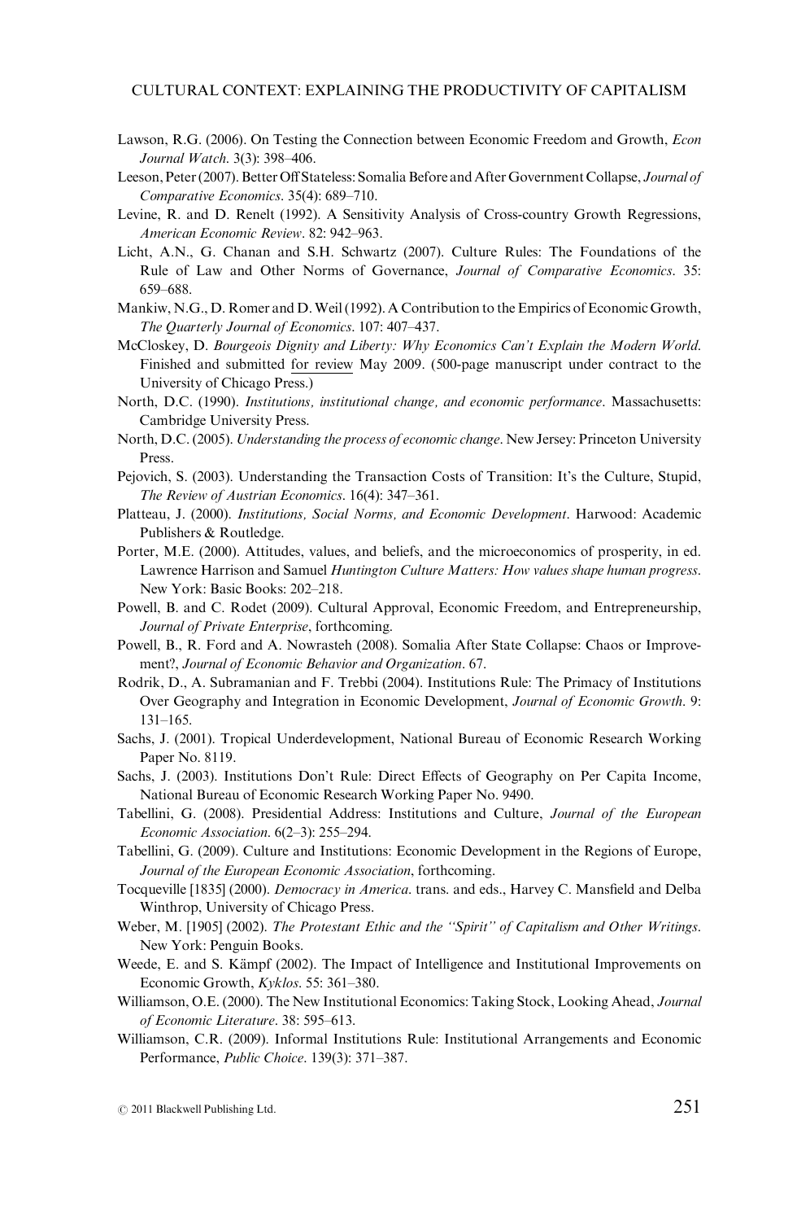Lawson, R.G. (2006). On Testing the Connection between Economic Freedom and Growth, *Econ Journal Watch*. 3(3): 398–406.

Leeson, Peter (2007). Better Off Stateless: Somalia Before and After Government Collapse, *Journal of Comparative Economics*. 35(4): 689–710.

Levine, R. and D. Renelt (1992). A Sensitivity Analysis of Cross-country Growth Regressions, *American Economic Review*. 82: 942–963.

Licht, A.N., G. Chanan and S.H. Schwartz (2007). Culture Rules: The Foundations of the Rule of Law and Other Norms of Governance, *Journal of Comparative Economics*. 35: 659–688.

Mankiw, N.G., D. Romer and D. Weil (1992). A Contribution to the Empirics of Economic Growth, *The Quarterly Journal of Economics*. 107: 407–437.

McCloskey, D. *Bourgeois Dignity and Liberty: Why Economics Can't Explain the Modern World*. Finished and submitted for review May 2009. (500-page manuscript under contract to the University of Chicago Press.)

North, D.C. (1990). *Institutions, institutional change, and economic performance*. Massachusetts: Cambridge University Press.

North, D.C. (2005). *Understanding the process of economic change*. New Jersey: Princeton University Press.

Pejovich, S. (2003). Understanding the Transaction Costs of Transition: It's the Culture, Stupid, *The Review of Austrian Economics*. 16(4): 347–361.

Platteau, J. (2000). *Institutions, Social Norms, and Economic Development*. Harwood: Academic Publishers & Routledge.

Porter, M.E. (2000). Attitudes, values, and beliefs, and the microeconomics of prosperity, in ed. Lawrence Harrison and Samuel *Huntington Culture Matters: How values shape human progress*. New York: Basic Books: 202–218.

Powell, B. and C. Rodet (2009). Cultural Approval, Economic Freedom, and Entrepreneurship, *Journal of Private Enterprise*, forthcoming.

Powell, B., R. Ford and A. Nowrasteh (2008). Somalia After State Collapse: Chaos or Improvement?, *Journal of Economic Behavior and Organization*. 67.

Rodrik, D., A. Subramanian and F. Trebbi (2004). Institutions Rule: The Primacy of Institutions Over Geography and Integration in Economic Development, *Journal of Economic Growth*. 9: 131–165.

Sachs, J. (2001). Tropical Underdevelopment, National Bureau of Economic Research Working Paper No. 8119.

Sachs, J. (2003). Institutions Don't Rule: Direct Effects of Geography on Per Capita Income, National Bureau of Economic Research Working Paper No. 9490.

Tabellini, G. (2008). Presidential Address: Institutions and Culture, *Journal of the European Economic Association*. 6(2–3): 255–294.

Tabellini, G. (2009). Culture and Institutions: Economic Development in the Regions of Europe, *Journal of the European Economic Association*, forthcoming.

Tocqueville [1835] (2000). *Democracy in America*. trans. and eds., Harvey C. Mansfield and Delba Winthrop, University of Chicago Press.

Weber, M. [1905] (2002). *The Protestant Ethic and the "Spirit" of Capitalism and Other Writings*. New York: Penguin Books.

Weede, E. and S. Kämpf (2002). The Impact of Intelligence and Institutional Improvements on Economic Growth, *Kyklos*. 55: 361–380.

Williamson, O.E. (2000). The New Institutional Economics: Taking Stock, Looking Ahead, *Journal of Economic Literature*. 38: 595–613.

Williamson, C.R. (2009). Informal Institutions Rule: Institutional Arrangements and Economic Performance, *Public Choice*. 139(3): 371–387.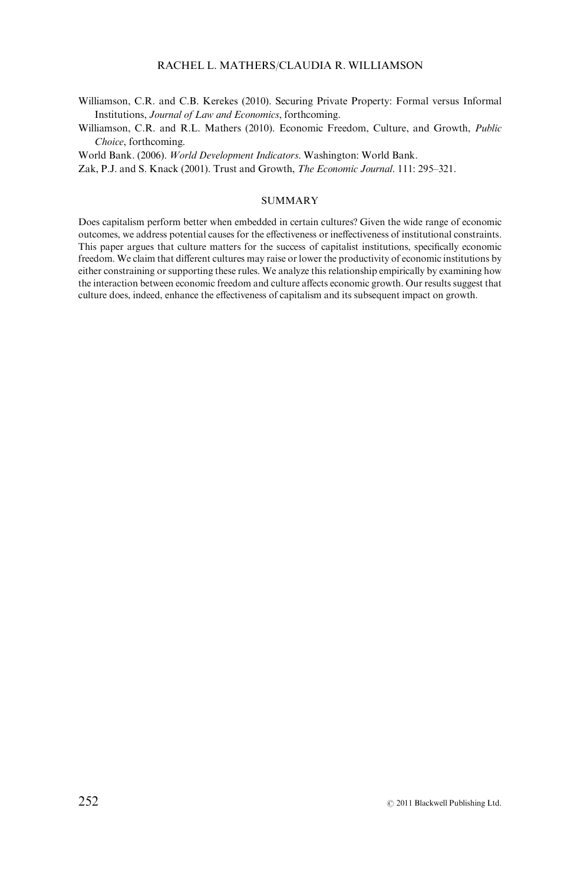Williamson, C.R. and C.B. Kerekes (2010). Securing Private Property: Formal versus Informal Institutions, *Journal of Law and Economics*, forthcoming.

Williamson, C.R. and R.L. Mathers (2010). Economic Freedom, Culture, and Growth, *Public Choice*, forthcoming.

World Bank. (2006). *World Development Indicators*. Washington: World Bank.

Zak, P.J. and S. Knack (2001). Trust and Growth, *The Economic Journal*. 111: 295–321.

## SUMMARY

Does capitalism perform better when embedded in certain cultures? Given the wide range of economic outcomes, we address potential causes for the effectiveness or ineffectiveness of institutional constraints. This paper argues that culture matters for the success of capitalist institutions, specifically economic freedom. We claim that different cultures may raise or lower the productivity of economic institutions by either constraining or supporting these rules. We analyze this relationship empirically by examining how the interaction between economic freedom and culture affects economic growth. Our results suggest that culture does, indeed, enhance the effectiveness of capitalism and its subsequent impact on growth.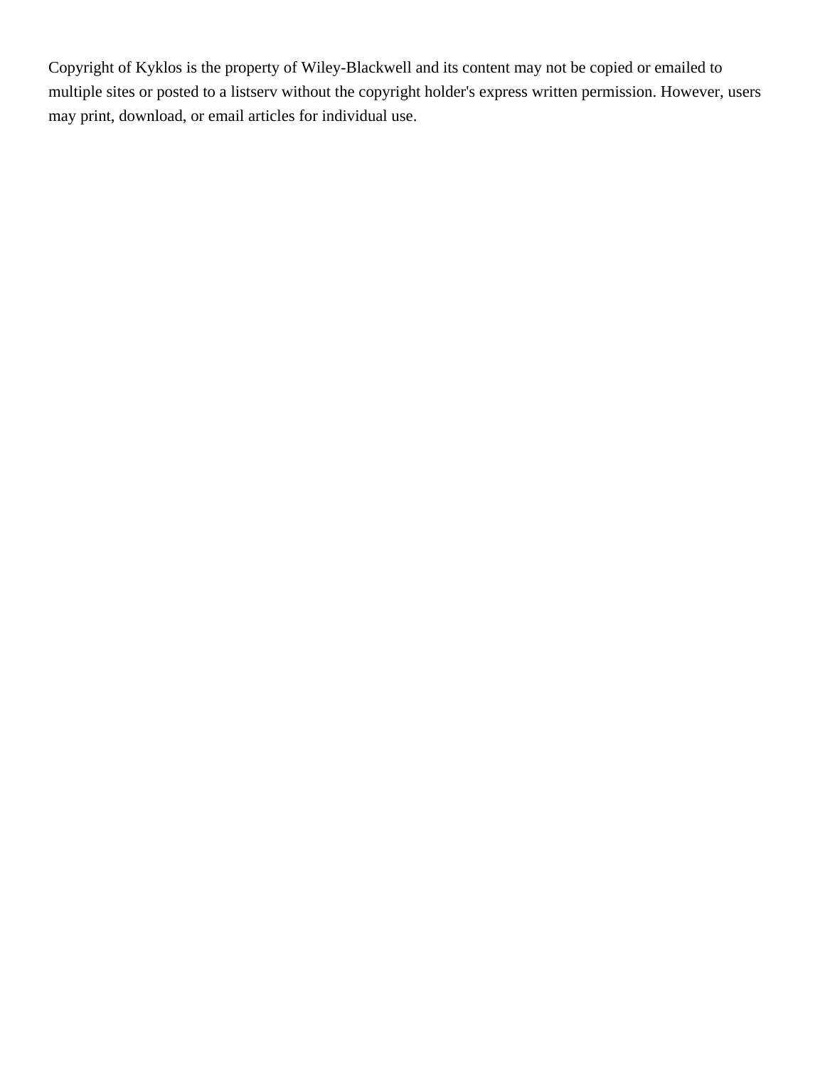Copyright of Kyklos is the property of Wiley-Blackwell and its content may not be copied or emailed to multiple sites or posted to a listserv without the copyright holder's express written permission. However, users may print, download, or email articles for individual use.